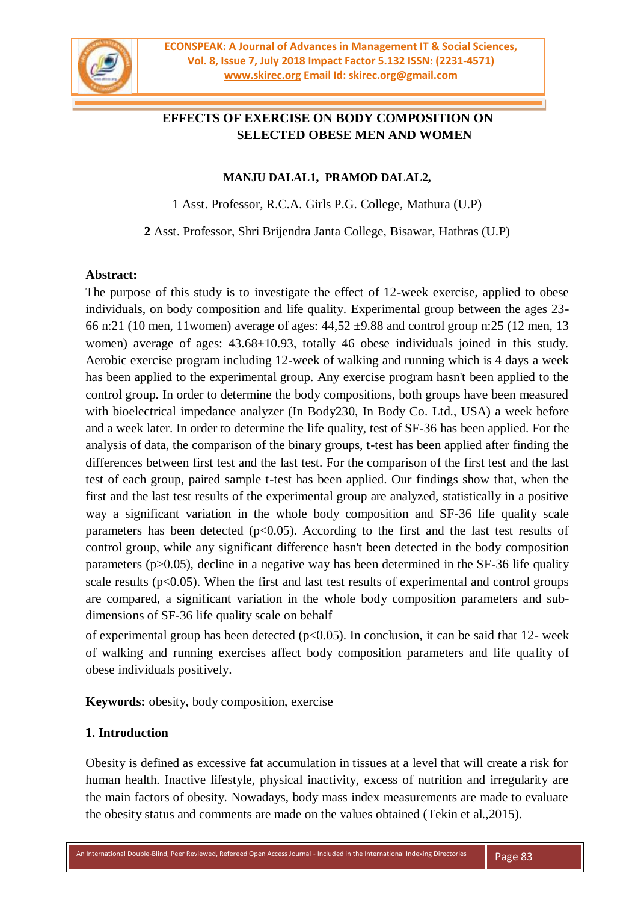# EFFECTS OF EXERCISE ON BODY COMPOSITION ON SELECTED OBESE MEN AND WOMEN

**MANJU DALAL1, PRAMOD DALAL2,**

1 Asst. Professor, R.C.A. Girls P.G. College, Mathura (U.P)

**2** Asst. Professor, Shri Brijendra Janta College, Bisawar, Hathras (U.P)

**Abstract:**

The purpose of this study is to investigate the effect of 12-week exercise, applied to obese individuals, on body composition and life quality. Experimental group between the ages 23-66 n:21 (10 men, 11women) average of ages: 44,52 ±9.88 and control group n:25 (12 men, 13 women) average of ages: 43.68±10.93, totally 46 obese individuals joined in this study. Aerobic exercise program including 12-week of walking and running which is 4 days a week has been applied to the experimental group. Any exercise program hasn't been applied to the control group. In order to determine the body compositions, both groups have been measured with bioelectrical impedance analyzer (In Body230, In Body Co. Ltd., USA) a week before and a week later. In order to determine the life quality, test of SF-36 has been applied. For the analysis of data, the comparison of the binary groups, t-test has been applied after finding the differences between first test and the last test. For the comparison of the first test and the last test of each group, paired sample t-test has been applied. Our findings show that, when the first and the last test results of the experimental group are analyzed, statistically in a positive way a significant variation in the whole body composition and SF-36 life quality scale parameters has been detected ($p<0.05$). According to the first and the last test results of control group, while any significant difference hasn't been detected in the body composition parameters ($p>0.05$), decline in a negative way has been determined in the SF-36 life quality scale results ($p<0.05$). When the first and last test results of experimental and control groups are compared, a significant variation in the whole body composition parameters and sub-dimensions of SF-36 life quality scale on behalf

of experimental group has been detected ($p<0.05$). In conclusion, it can be said that 12- week of walking and running exercises affect body composition parameters and life quality of obese individuals positively.

**Keywords:** obesity, body composition, exercise

## 1. Introduction

Obesity is defined as excessive fat accumulation in tissues at a level that will create a risk for human health. Inactive lifestyle, physical inactivity, excess of nutrition and irregularity are the main factors of obesity. Nowadays, body mass index measurements are made to evaluate the obesity status and comments are made on the values obtained (Tekin et al.,2015).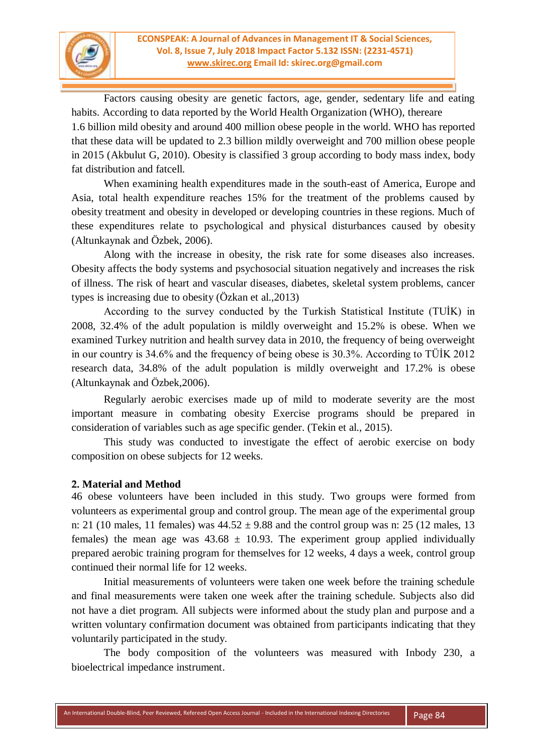Factors causing obesity are genetic factors, age, gender, sedentary life and eating habits. According to data reported by the World Health Organization (WHO), thereare 1.6 billion mild obesity and around 400 million obese people in the world. WHO has reported that these data will be updated to 2.3 billion mildly overweight and 700 million obese people in 2015 (Akbulut G, 2010). Obesity is classified 3 group according to body mass index, body fat distribution and fatcell.

When examining health expenditures made in the south-east of America, Europe and Asia, total health expenditure reaches 15% for the treatment of the problems caused by obesity treatment and obesity in developed or developing countries in these regions. Much of these expenditures relate to psychological and physical disturbances caused by obesity (Altunkaynak and Özbek, 2006).

Along with the increase in obesity, the risk rate for some diseases also increases. Obesity affects the body systems and psychosocial situation negatively and increases the risk of illness. The risk of heart and vascular diseases, diabetes, skeletal system problems, cancer types is increasing due to obesity (Özkan et al.,2013)

According to the survey conducted by the Turkish Statistical Institute (TUİK) in 2008, 32.4% of the adult population is mildly overweight and 15.2% is obese. When we examined Turkey nutrition and health survey data in 2010, the frequency of being overweight in our country is 34.6% and the frequency of being obese is 30.3%. According to TÜİK 2012 research data, 34.8% of the adult population is mildly overweight and 17.2% is obese (Altunkaynak and Özbek,2006).

Regularly aerobic exercises made up of mild to moderate severity are the most important measure in combating obesity Exercise programs should be prepared in consideration of variables such as age specific gender. (Tekin et al., 2015).

This study was conducted to investigate the effect of aerobic exercise on body composition on obese subjects for 12 weeks.

## 2. Material and Method

46 obese volunteers have been included in this study. Two groups were formed from volunteers as experimental group and control group. The mean age of the experimental group n: 21 (10 males, 11 females) was 44.52 ± 9.88 and the control group was n: 25 (12 males, 13 females) the mean age was 43.68 ± 10.93. The experiment group applied individually prepared aerobic training program for themselves for 12 weeks, 4 days a week, control group continued their normal life for 12 weeks.

Initial measurements of volunteers were taken one week before the training schedule and final measurements were taken one week after the training schedule. Subjects also did not have a diet program. All subjects were informed about the study plan and purpose and a written voluntary confirmation document was obtained from participants indicating that they voluntarily participated in the study.

The body composition of the volunteers was measured with Inbody 230, a bioelectrical impedance instrument.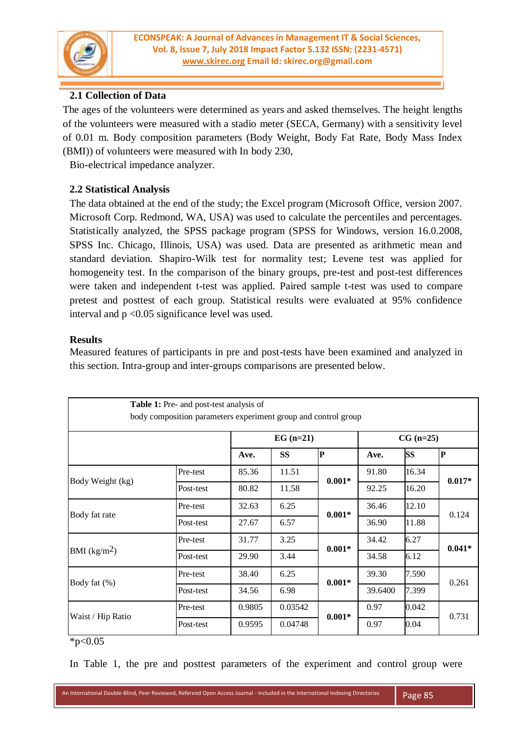### 2.1 Collection of Data

The ages of the volunteers were determined as years and asked themselves. The height lengths of the volunteers were measured with a stadio meter (SECA, Germany) with a sensitivity level of 0.01 m. Body composition parameters (Body Weight, Body Fat Rate, Body Mass Index (BMI)) of volunteers were measured with In body 230,

Bio-electrical impedance analyzer.

### 2.2 Statistical Analysis

The data obtained at the end of the study; the Excel program (Microsoft Office, version 2007. Microsoft Corp. Redmond, WA, USA) was used to calculate the percentiles and percentages. Statistically analyzed, the SPSS package program (SPSS for Windows, version 16.0.2008, SPSS Inc. Chicago, Illinois, USA) was used. Data are presented as arithmetic mean and standard deviation. Shapiro-Wilk test for normality test; Levene test was applied for homogeneity test. In the comparison of the binary groups, pre-test and post-test differences were taken and independent t-test was applied. Paired sample t-test was used to compare pretest and posttest of each group. Statistical results were evaluated at 95% confidence interval and $p < 0.05$ significance level was used.

### Results

Measured features of participants in pre and post-tests have been examined and analyzed in this section. Intra-group and inter-groups comparisons are presented below.

**Table 1:** Pre- and post-test analysis of body composition parameters experiment group and control group

| | | EG (n=21) | | | CG (n=25) | | |
|---|---|---|---|---|---|---|---|
| | | **Ave.** | **SS** | **P** | **Ave.** | **SS** | **P** |
| Body Weight (kg) | Pre-test | 85.36 | 11.51 | **0.001*** | 91.80 | 16.34 | **0.017*** |
| | Post-test | 80.82 | 11.58 | | 92.25 | 16.20 | |
| Body fat rate | Pre-test | 32.63 | 6.25 | **0.001*** | 36.46 | 12.10 | 0.124 |
| | Post-test | 27.67 | 6.57 | | 36.90 | 11.88 | |
| BMI (kg/m$^2$) | Pre-test | 31.77 | 3.25 | **0.001*** | 34.42 | 6.27 | **0.041*** |
| | Post-test | 29.90 | 3.44 | | 34.58 | 6.12 | |
| Body fat (%) | Pre-test | 38.40 | 6.25 | **0.001*** | 39.30 | 7.590 | 0.261 |
| | Post-test | 34.56 | 6.98 | | 39.6400 | 7.399 | |
| Waist / Hip Ratio | Pre-test | 0.9805 | 0.03542 | **0.001*** | 0.97 | 0.042 | 0.731 |
| | Post-test | 0.9595 | 0.04748 | | 0.97 | 0.04 | |

*$p<0.05$

In Table 1, the pre and posttest parameters of the experiment and control group were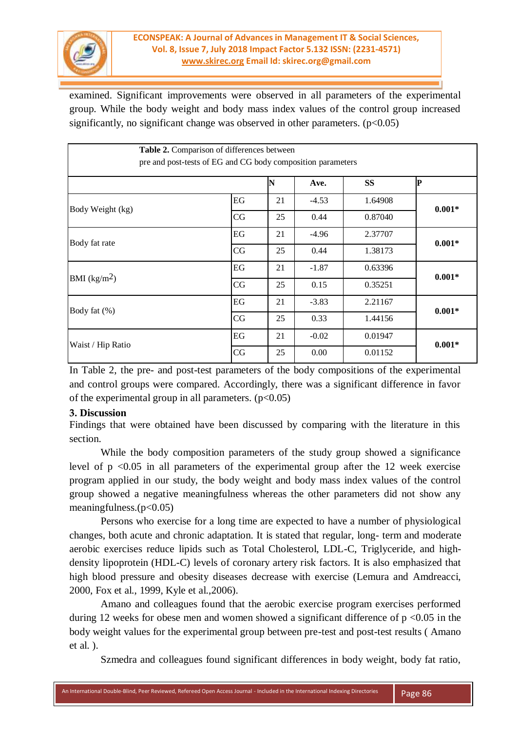examined. Significant improvements were observed in all parameters of the experimental group. While the body weight and body mass index values of the control group increased significantly, no significant change was observed in other parameters. ($p<0.05$)

**Table 2.** Comparison of differences between pre and post-tests of EG and CG body composition parameters

| | | N | Ave. | SS | P |
|---|---|---|---|---|---|
| Body Weight (kg) | EG | 21 | -4.53 | 1.64908 | **0.001*** |
| | CG | 25 | 0.44 | 0.87040 | |
| Body fat rate | EG | 21 | -4.96 | 2.37707 | **0.001*** |
| | CG | 25 | 0.44 | 1.38173 | |
| BMI ($kg/m^2$) | EG | 21 | -1.87 | 0.63396 | **0.001*** |
| | CG | 25 | 0.15 | 0.35251 | |
| Body fat (%) | EG | 21 | -3.83 | 2.21167 | **0.001*** |
| | CG | 25 | 0.33 | 1.44156 | |
| Waist / Hip Ratio | EG | 21 | -0.02 | 0.01947 | **0.001*** |
| | CG | 25 | 0.00 | 0.01152 | |

In Table 2, the pre- and post-test parameters of the body compositions of the experimental and control groups were compared. Accordingly, there was a significant difference in favor of the experimental group in all parameters. ($p<0.05$)

### 3. Discussion

Findings that were obtained have been discussed by comparing with the literature in this section.

While the body composition parameters of the study group showed a significance level of $p <0.05$ in all parameters of the experimental group after the 12 week exercise program applied in our study, the body weight and body mass index values of the control group showed a negative meaningfulness whereas the other parameters did not show any meaningfulness.($p<0.05$)

Persons who exercise for a long time are expected to have a number of physiological changes, both acute and chronic adaptation. It is stated that regular, long- term and moderate aerobic exercises reduce lipids such as Total Cholesterol, LDL-C, Triglyceride, and high-density lipoprotein (HDL-C) levels of coronary artery risk factors. It is also emphasized that high blood pressure and obesity diseases decrease with exercise (Lemura and Amdreacci, 2000, Fox et al., 1999, Kyle et al.,2006).

Amano and colleagues found that the aerobic exercise program exercises performed during 12 weeks for obese men and women showed a significant difference of $p <0.05$ in the body weight values for the experimental group between pre-test and post-test results ( Amano et al. ).

Szmedra and colleagues found significant differences in body weight, body fat ratio,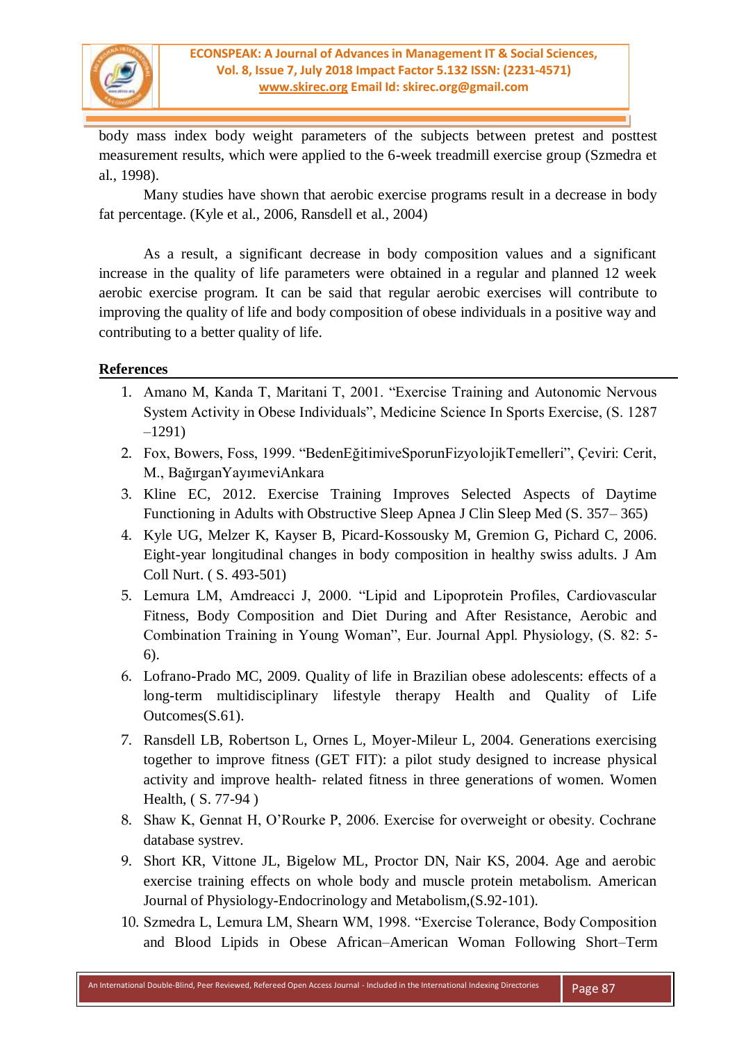body mass index body weight parameters of the subjects between pretest and posttest measurement results, which were applied to the 6-week treadmill exercise group (Szmedra et al., 1998).

Many studies have shown that aerobic exercise programs result in a decrease in body fat percentage. (Kyle et al., 2006, Ransdell et al., 2004)

As a result, a significant decrease in body composition values and a significant increase in the quality of life parameters were obtained in a regular and planned 12 week aerobic exercise program. It can be said that regular aerobic exercises will contribute to improving the quality of life and body composition of obese individuals in a positive way and contributing to a better quality of life.

## References

1. Amano M, Kanda T, Maritani T, 2001. "Exercise Training and Autonomic Nervous System Activity in Obese Individuals", Medicine Science In Sports Exercise, (S. 1287 –1291)
2. Fox, Bowers, Foss, 1999. "BedenEğitimiveSporunFizyolojikTemelleri", Çeviri: Cerit, M., BağırganYayımeviAnkara
3. Kline EC, 2012. Exercise Training Improves Selected Aspects of Daytime Functioning in Adults with Obstructive Sleep Apnea J Clin Sleep Med (S. 357– 365)
4. Kyle UG, Melzer K, Kayser B, Picard-Kossousky M, Gremion G, Pichard C, 2006. Eight-year longitudinal changes in body composition in healthy swiss adults. J Am Coll Nurt. ( S. 493-501)
5. Lemura LM, Amdreacci J, 2000. "Lipid and Lipoprotein Profiles, Cardiovascular Fitness, Body Composition and Diet During and After Resistance, Aerobic and Combination Training in Young Woman", Eur. Journal Appl. Physiology, (S. 82: 5-6).
6. Lofrano-Prado MC, 2009. Quality of life in Brazilian obese adolescents: effects of a long-term multidisciplinary lifestyle therapy Health and Quality of Life Outcomes(S.61).
7. Ransdell LB, Robertson L, Ornes L, Moyer-Mileur L, 2004. Generations exercising together to improve fitness (GET FIT): a pilot study designed to increase physical activity and improve health- related fitness in three generations of women. Women Health, ( S. 77-94 )
8. Shaw K, Gennat H, O'Rourke P, 2006. Exercise for overweight or obesity. Cochrane database systrev.
9. Short KR, Vittone JL, Bigelow ML, Proctor DN, Nair KS, 2004. Age and aerobic exercise training effects on whole body and muscle protein metabolism. American Journal of Physiology-Endocrinology and Metabolism,(S.92-101).
10. Szmedra L, Lemura LM, Shearn WM, 1998. "Exercise Tolerance, Body Composition and Blood Lipids in Obese African–American Woman Following Short–Term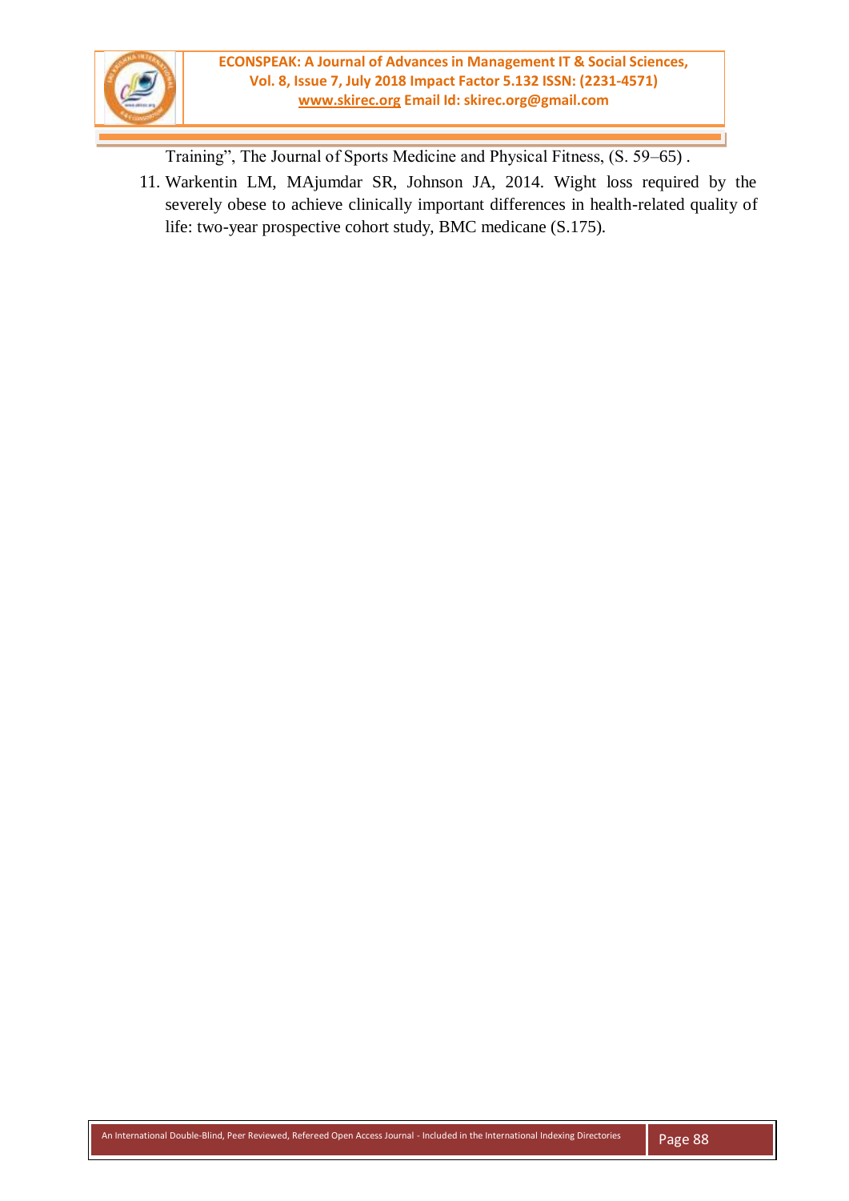Training", The Journal of Sports Medicine and Physical Fitness, (S. 59–65) .

11. Warkentin LM, MAjumdar SR, Johnson JA, 2014. Wight loss required by the severely obese to achieve clinically important differences in health-related quality of life: two-year prospective cohort study, BMC medicane (S.175).